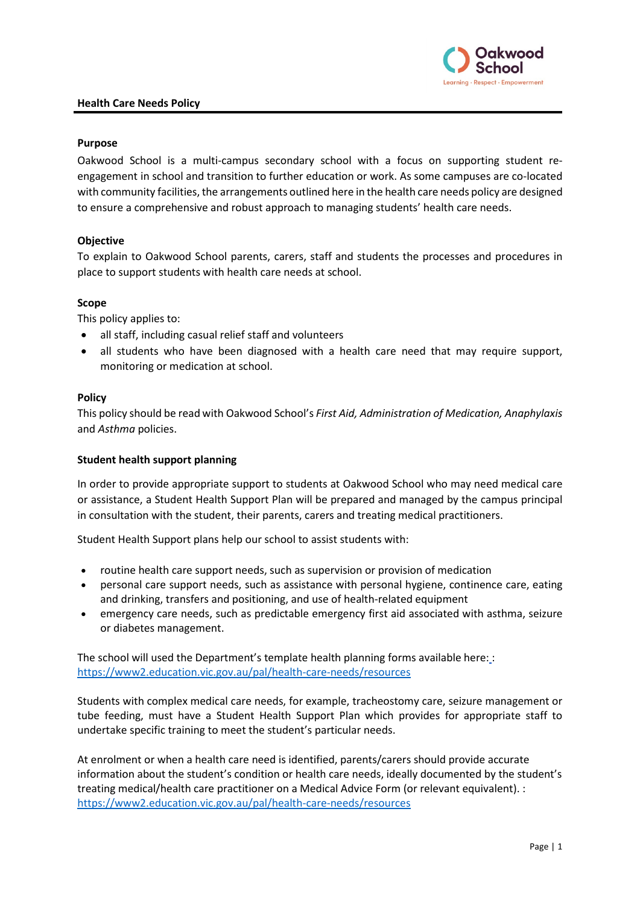# Health Care Needs Policy

## Purpose

Oakwood School is a multi-campus secondary school with a focus on supporting student re-engagement in school and transition to further education or work. As some campuses are co-located with community facilities, the arrangements outlined here in the health care needs policy are designed to ensure a comprehensive and robust approach to managing students' health care needs.

## Objective

To explain to Oakwood School parents, carers, staff and students the processes and procedures in place to support students with health care needs at school.

## Scope

This policy applies to:

- all staff, including casual relief staff and volunteers
- all students who have been diagnosed with a health care need that may require support, monitoring or medication at school.

## Policy

This policy should be read with Oakwood School's *First Aid, Administration of Medication, Anaphylaxis* and *Asthma* policies.

### Student health support planning

In order to provide appropriate support to students at Oakwood School who may need medical care or assistance, a Student Health Support Plan will be prepared and managed by the campus principal in consultation with the student, their parents, carers and treating medical practitioners.

Student Health Support plans help our school to assist students with:

- routine health care support needs, such as supervision or provision of medication
- personal care support needs, such as assistance with personal hygiene, continence care, eating and drinking, transfers and positioning, and use of health-related equipment
- emergency care needs, such as predictable emergency first aid associated with asthma, seizure or diabetes management.

The school will used the Department's template health planning forms available here: : https://www2.education.vic.gov.au/pal/health-care-needs/resources

Students with complex medical care needs, for example, tracheostomy care, seizure management or tube feeding, must have a Student Health Support Plan which provides for appropriate staff to undertake specific training to meet the student's particular needs.

At enrolment or when a health care need is identified, parents/carers should provide accurate information about the student's condition or health care needs, ideally documented by the student's treating medical/health care practitioner on a Medical Advice Form (or relevant equivalent). : https://www2.education.vic.gov.au/pal/health-care-needs/resources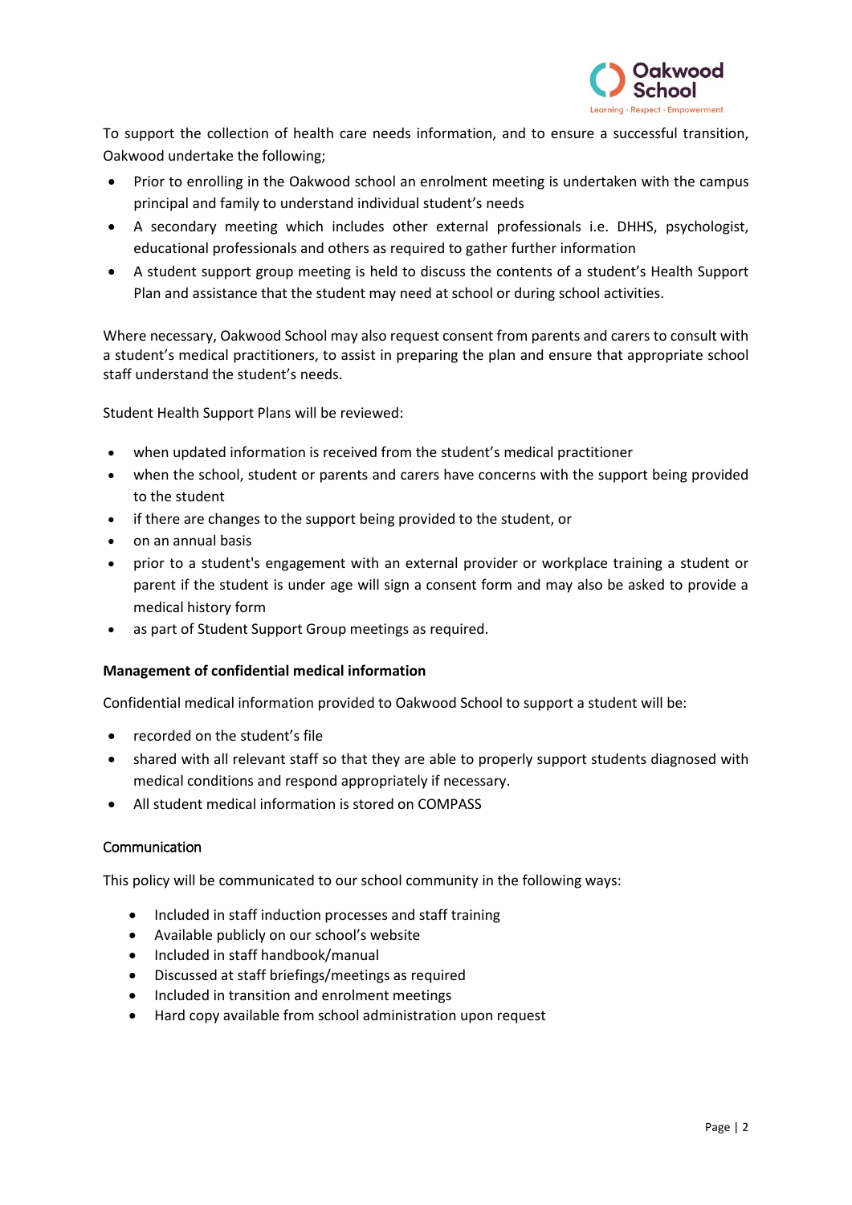To support the collection of health care needs information, and to ensure a successful transition, Oakwood undertake the following;

- Prior to enrolling in the Oakwood school an enrolment meeting is undertaken with the campus principal and family to understand individual student's needs
- A secondary meeting which includes other external professionals i.e. DHHS, psychologist, educational professionals and others as required to gather further information
- A student support group meeting is held to discuss the contents of a student's Health Support Plan and assistance that the student may need at school or during school activities.

Where necessary, Oakwood School may also request consent from parents and carers to consult with a student's medical practitioners, to assist in preparing the plan and ensure that appropriate school staff understand the student's needs.

Student Health Support Plans will be reviewed:

- when updated information is received from the student's medical practitioner
- when the school, student or parents and carers have concerns with the support being provided to the student
- if there are changes to the support being provided to the student, or
- on an annual basis
- prior to a student's engagement with an external provider or workplace training a student or parent if the student is under age will sign a consent form and may also be asked to provide a medical history form
- as part of Student Support Group meetings as required.

**Management of confidential medical information**

Confidential medical information provided to Oakwood School to support a student will be:

- recorded on the student's file
- shared with all relevant staff so that they are able to properly support students diagnosed with medical conditions and respond appropriately if necessary.
- All student medical information is stored on COMPASS

Communication

This policy will be communicated to our school community in the following ways:

- Included in staff induction processes and staff training
- Available publicly on our school's website
- Included in staff handbook/manual
- Discussed at staff briefings/meetings as required
- Included in transition and enrolment meetings
- Hard copy available from school administration upon request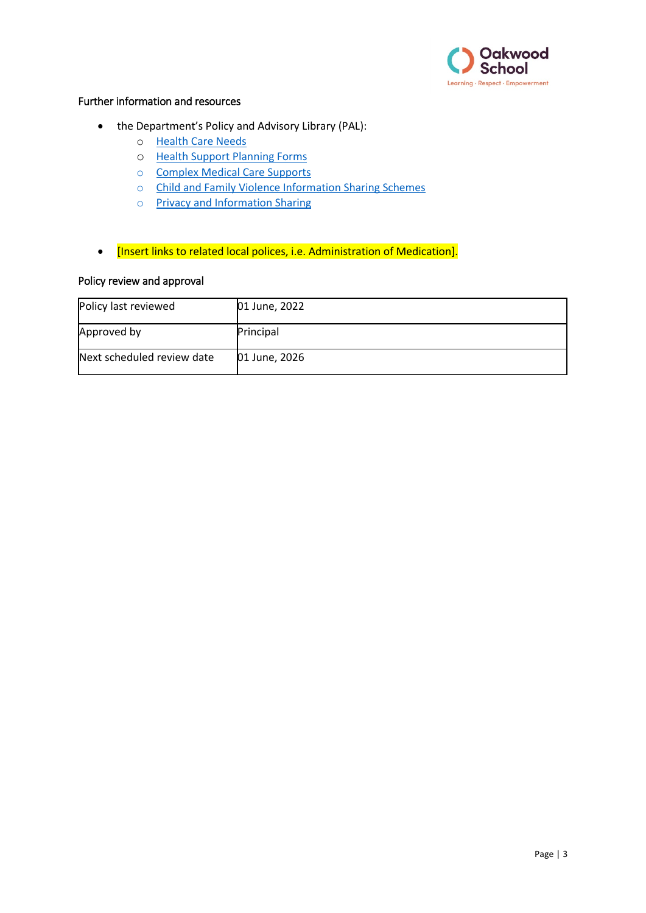## Further information and resources

- the Department's Policy and Advisory Library (PAL):
  - Health Care Needs
  - Health Support Planning Forms
  - Complex Medical Care Supports
  - Child and Family Violence Information Sharing Schemes
  - Privacy and Information Sharing

- [Insert links to related local polices, i.e. Administration of Medication].

## Policy review and approval

| | |
|---|---|
| Policy last reviewed | 01 June, 2022 |
| Approved by | Principal |
| Next scheduled review date | 01 June, 2026 |